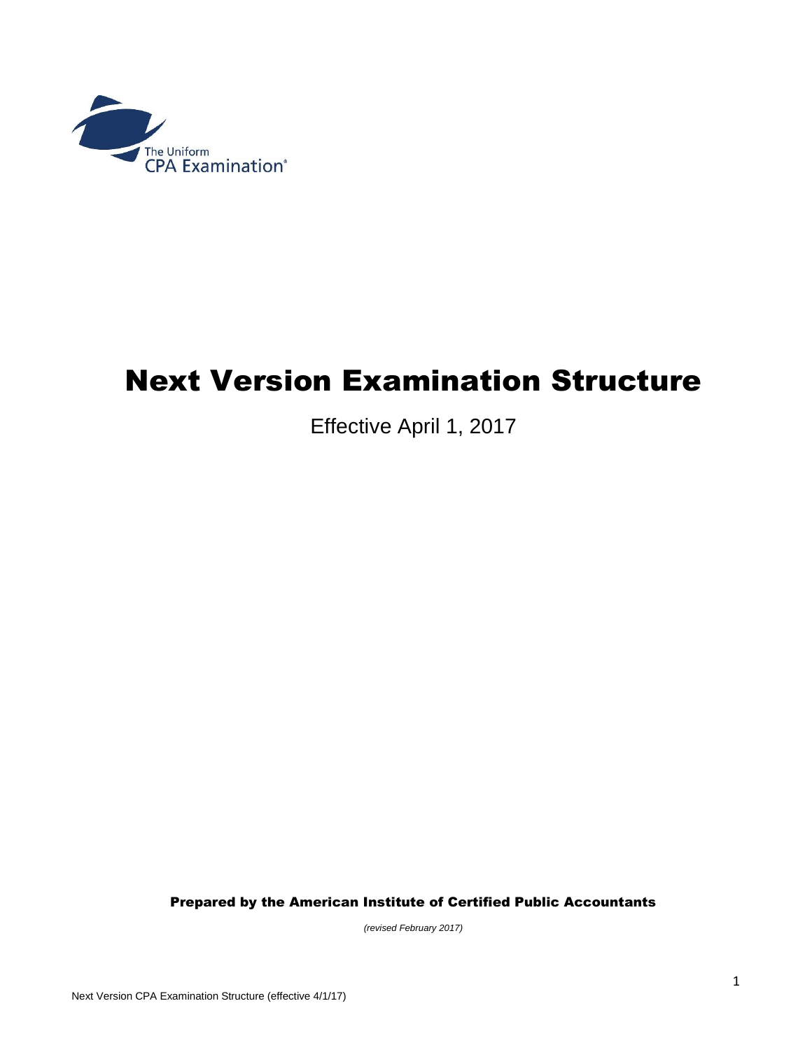The Uniform CPA Examination®

# Next Version Examination Structure

Effective April 1, 2017

**Prepared by the American Institute of Certified Public Accountants**

*(revised February 2017)*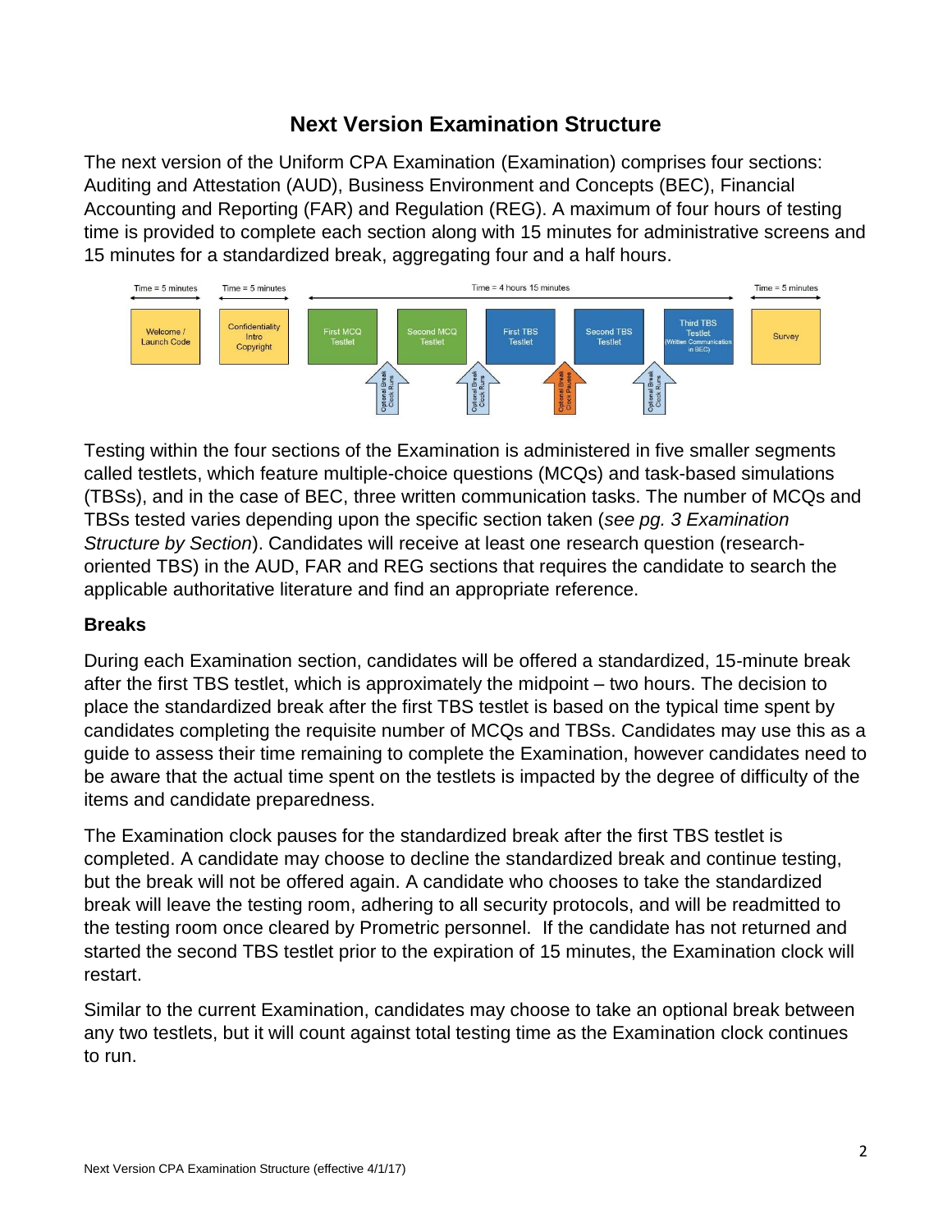## Next Version Examination Structure

The next version of the Uniform CPA Examination (Examination) comprises four sections: Auditing and Attestation (AUD), Business Environment and Concepts (BEC), Financial Accounting and Reporting (FAR) and Regulation (REG). A maximum of four hours of testing time is provided to complete each section along with 15 minutes for administrative screens and 15 minutes for a standardized break, aggregating four and a half hours.

| Time = 5 minutes | Time = 5 minutes | Time = 4 hours 15 minutes | | | | | Time = 5 minutes |
|---|---|---|---|---|---|---|---|
| Welcome / Launch Code | Confidentiality Intro Copyright | First MCQ Testlet | Second MCQ Testlet | First TBS Testlet | Second TBS Testlet | Third TBS Testlet (Written Communication in BEC) | Survey |

Between testlets: Optional Break Clock Runs (after First MCQ Testlet); Optional Break Clock Runs (after Second MCQ Testlet); Optional Break Clock Pauses (after First TBS Testlet); Optional Break Clock Runs (after Second TBS Testlet).

Testing within the four sections of the Examination is administered in five smaller segments called testlets, which feature multiple-choice questions (MCQs) and task-based simulations (TBSs), and in the case of BEC, three written communication tasks. The number of MCQs and TBSs tested varies depending upon the specific section taken (*see pg. 3 Examination Structure by Section*). Candidates will receive at least one research question (research-oriented TBS) in the AUD, FAR and REG sections that requires the candidate to search the applicable authoritative literature and find an appropriate reference.

### Breaks

During each Examination section, candidates will be offered a standardized, 15-minute break after the first TBS testlet, which is approximately the midpoint – two hours. The decision to place the standardized break after the first TBS testlet is based on the typical time spent by candidates completing the requisite number of MCQs and TBSs. Candidates may use this as a guide to assess their time remaining to complete the Examination, however candidates need to be aware that the actual time spent on the testlets is impacted by the degree of difficulty of the items and candidate preparedness.

The Examination clock pauses for the standardized break after the first TBS testlet is completed. A candidate may choose to decline the standardized break and continue testing, but the break will not be offered again. A candidate who chooses to take the standardized break will leave the testing room, adhering to all security protocols, and will be readmitted to the testing room once cleared by Prometric personnel. If the candidate has not returned and started the second TBS testlet prior to the expiration of 15 minutes, the Examination clock will restart.

Similar to the current Examination, candidates may choose to take an optional break between any two testlets, but it will count against total testing time as the Examination clock continues to run.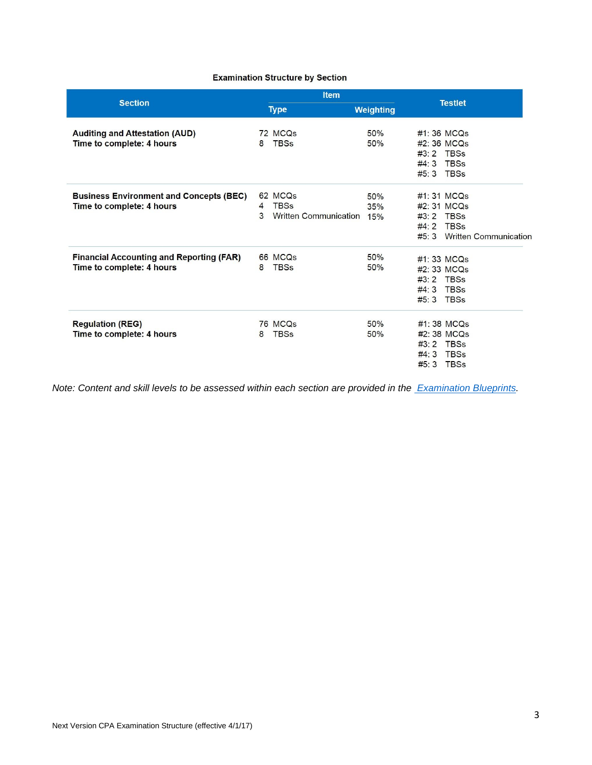**Examination Structure by Section**

| Section | Item | | Testlet |
|---|---|---|---|
| | Type | Weighting | |
| **Auditing and Attestation (AUD)**<br>**Time to complete: 4 hours** | 72 MCQs<br>8 TBSs | 50%<br>50% | #1: 36 MCQs<br>#2: 36 MCQs<br>#3: 2 TBSs<br>#4: 3 TBSs<br>#5: 3 TBSs |
| **Business Environment and Concepts (BEC)**<br>**Time to complete: 4 hours** | 62 MCQs<br>4 TBSs<br>3 Written Communication | 50%<br>35%<br>15% | #1: 31 MCQs<br>#2: 31 MCQs<br>#3: 2 TBSs<br>#4: 2 TBSs<br>#5: 3 Written Communication |
| **Financial Accounting and Reporting (FAR)**<br>**Time to complete: 4 hours** | 66 MCQs<br>8 TBSs | 50%<br>50% | #1: 33 MCQs<br>#2: 33 MCQs<br>#3: 2 TBSs<br>#4: 3 TBSs<br>#5: 3 TBSs |
| **Regulation (REG)**<br>**Time to complete: 4 hours** | 76 MCQs<br>8 TBSs | 50%<br>50% | #1: 38 MCQs<br>#2: 38 MCQs<br>#3: 2 TBSs<br>#4: 3 TBSs<br>#5: 3 TBSs |

*Note: Content and skill levels to be assessed within each section are provided in the Examination Blueprints.*